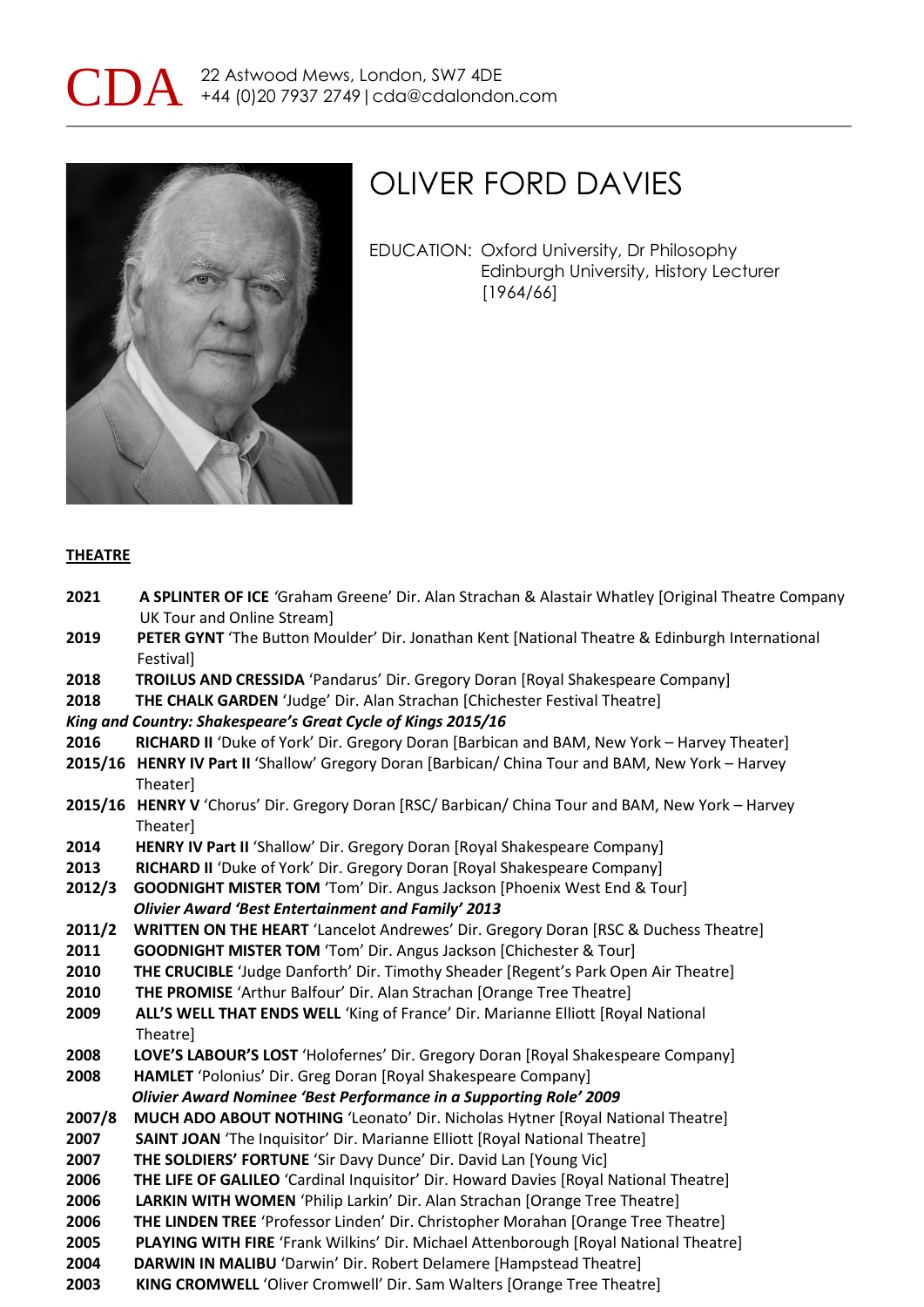CDA 22 Astwood Mews, London, SW7 4DE
+44 (0)20 7937 2749 | cda@cdalondon.com

# OLIVER FORD DAVIES

EDUCATION: Oxford University, Dr Philosophy
Edinburgh University, History Lecturer [1964/66]

## THEATRE

**2021** **A SPLINTER OF ICE** 'Graham Greene' Dir. Alan Strachan & Alastair Whatley [Original Theatre Company UK Tour and Online Stream]
**2019** **PETER GYNT** 'The Button Moulder' Dir. Jonathan Kent [National Theatre & Edinburgh International Festival]
**2018** **TROILUS AND CRESSIDA** 'Pandarus' Dir. Gregory Doran [Royal Shakespeare Company]
**2018** **THE CHALK GARDEN** 'Judge' Dir. Alan Strachan [Chichester Festival Theatre]
***King and Country: Shakespeare's Great Cycle of Kings 2015/16***
**2016** **RICHARD II** 'Duke of York' Dir. Gregory Doran [Barbican and BAM, New York – Harvey Theater]
**2015/16** **HENRY IV Part II** 'Shallow' Gregory Doran [Barbican/ China Tour and BAM, New York – Harvey Theater]
**2015/16** **HENRY V** 'Chorus' Dir. Gregory Doran [RSC/ Barbican/ China Tour and BAM, New York – Harvey Theater]
**2014** **HENRY IV Part II** 'Shallow' Dir. Gregory Doran [Royal Shakespeare Company]
**2013** **RICHARD II** 'Duke of York' Dir. Gregory Doran [Royal Shakespeare Company]
**2012/3** **GOODNIGHT MISTER TOM** 'Tom' Dir. Angus Jackson [Phoenix West End & Tour]
***Olivier Award 'Best Entertainment and Family' 2013***
**2011/2** **WRITTEN ON THE HEART** 'Lancelot Andrewes' Dir. Gregory Doran [RSC & Duchess Theatre]
**2011** **GOODNIGHT MISTER TOM** 'Tom' Dir. Angus Jackson [Chichester & Tour]
**2010** **THE CRUCIBLE** 'Judge Danforth' Dir. Timothy Sheader [Regent's Park Open Air Theatre]
**2010** **THE PROMISE** 'Arthur Balfour' Dir. Alan Strachan [Orange Tree Theatre]
**2009** **ALL'S WELL THAT ENDS WELL** 'King of France' Dir. Marianne Elliott [Royal National Theatre]
**2008** **LOVE'S LABOUR'S LOST** 'Holofernes' Dir. Gregory Doran [Royal Shakespeare Company]
**2008** **HAMLET** 'Polonius' Dir. Greg Doran [Royal Shakespeare Company]
***Olivier Award Nominee 'Best Performance in a Supporting Role' 2009***
**2007/8** **MUCH ADO ABOUT NOTHING** 'Leonato' Dir. Nicholas Hytner [Royal National Theatre]
**2007** **SAINT JOAN** 'The Inquisitor' Dir. Marianne Elliott [Royal National Theatre]
**2007** **THE SOLDIERS' FORTUNE** 'Sir Davy Dunce' Dir. David Lan [Young Vic]
**2006** **THE LIFE OF GALILEO** 'Cardinal Inquisitor' Dir. Howard Davies [Royal National Theatre]
**2006** **LARKIN WITH WOMEN** 'Philip Larkin' Dir. Alan Strachan [Orange Tree Theatre]
**2006** **THE LINDEN TREE** 'Professor Linden' Dir. Christopher Morahan [Orange Tree Theatre]
**2005** **PLAYING WITH FIRE** 'Frank Wilkins' Dir. Michael Attenborough [Royal National Theatre]
**2004** **DARWIN IN MALIBU** 'Darwin' Dir. Robert Delamere [Hampstead Theatre]
**2003** **KING CROMWELL** 'Oliver Cromwell' Dir. Sam Walters [Orange Tree Theatre]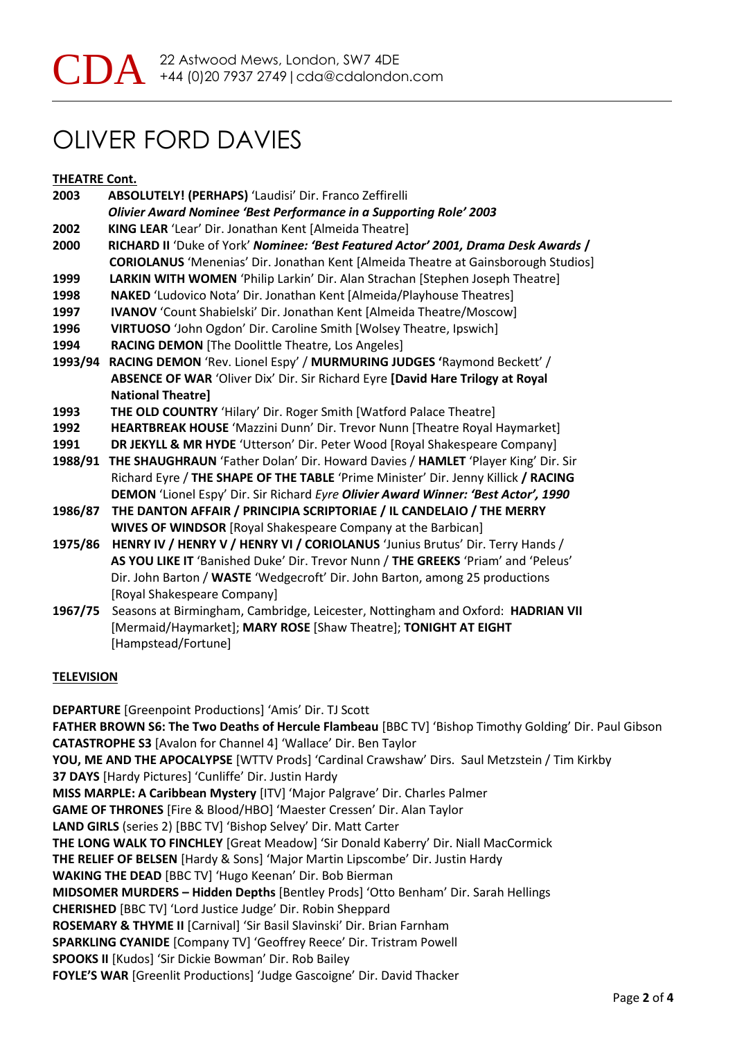# OLIVER FORD DAVIES

**THEATRE Cont.**

**2003** **ABSOLUTELY! (PERHAPS)** 'Laudisi' Dir. Franco Zeffirelli
***Olivier Award Nominee 'Best Performance in a Supporting Role' 2003***

**2002** **KING LEAR** 'Lear' Dir. Jonathan Kent [Almeida Theatre]

**2000** **RICHARD II** 'Duke of York' ***Nominee: 'Best Featured Actor' 2001, Drama Desk Awards /*** **CORIOLANUS** 'Menenias' Dir. Jonathan Kent [Almeida Theatre at Gainsborough Studios]

**1999** **LARKIN WITH WOMEN** 'Philip Larkin' Dir. Alan Strachan [Stephen Joseph Theatre]

**1998** **NAKED** 'Ludovico Nota' Dir. Jonathan Kent [Almeida/Playhouse Theatres]

**1997** **IVANOV** 'Count Shabielski' Dir. Jonathan Kent [Almeida Theatre/Moscow]

**1996** **VIRTUOSO** 'John Ogdon' Dir. Caroline Smith [Wolsey Theatre, Ipswich]

**1994** **RACING DEMON** [The Doolittle Theatre, Los Angeles]

**1993/94** **RACING DEMON** 'Rev. Lionel Espy' / **MURMURING JUDGES** 'Raymond Beckett' / **ABSENCE OF WAR** 'Oliver Dix' Dir. Sir Richard Eyre **[David Hare Trilogy at Royal National Theatre]**

**1993** **THE OLD COUNTRY** 'Hilary' Dir. Roger Smith [Watford Palace Theatre]

**1992** **HEARTBREAK HOUSE** 'Mazzini Dunn' Dir. Trevor Nunn [Theatre Royal Haymarket]

**1991** **DR JEKYLL & MR HYDE** 'Utterson' Dir. Peter Wood [Royal Shakespeare Company]

**1988/91** **THE SHAUGHRAUN** 'Father Dolan' Dir. Howard Davies / **HAMLET** 'Player King' Dir. Sir Richard Eyre / **THE SHAPE OF THE TABLE** 'Prime Minister' Dir. Jenny Killick **/ RACING DEMON** 'Lionel Espy' Dir. Sir Richard *Eyre* ***Olivier Award Winner: 'Best Actor', 1990***

**1986/87** **THE DANTON AFFAIR / PRINCIPIA SCRIPTORIAE / IL CANDELAIO / THE MERRY WIVES OF WINDSOR** [Royal Shakespeare Company at the Barbican]

**1975/86** **HENRY IV / HENRY V / HENRY VI / CORIOLANUS** 'Junius Brutus' Dir. Terry Hands / **AS YOU LIKE IT** 'Banished Duke' Dir. Trevor Nunn / **THE GREEKS** 'Priam' and 'Peleus' Dir. John Barton / **WASTE** 'Wedgecroft' Dir. John Barton, among 25 productions [Royal Shakespeare Company]

**1967/75** Seasons at Birmingham, Cambridge, Leicester, Nottingham and Oxford: **HADRIAN VII** [Mermaid/Haymarket]; **MARY ROSE** [Shaw Theatre]; **TONIGHT AT EIGHT** [Hampstead/Fortune]

**TELEVISION**

**DEPARTURE** [Greenpoint Productions] 'Amis' Dir. TJ Scott
**FATHER BROWN S6: The Two Deaths of Hercule Flambeau** [BBC TV] 'Bishop Timothy Golding' Dir. Paul Gibson
**CATASTROPHE S3** [Avalon for Channel 4] 'Wallace' Dir. Ben Taylor
**YOU, ME AND THE APOCALYPSE** [WTTV Prods] 'Cardinal Crawshaw' Dirs. Saul Metzstein / Tim Kirkby
**37 DAYS** [Hardy Pictures] 'Cunliffe' Dir. Justin Hardy
**MISS MARPLE: A Caribbean Mystery** [ITV] 'Major Palgrave' Dir. Charles Palmer
**GAME OF THRONES** [Fire & Blood/HBO] 'Maester Cressen' Dir. Alan Taylor
**LAND GIRLS** (series 2) [BBC TV] 'Bishop Selvey' Dir. Matt Carter
**THE LONG WALK TO FINCHLEY** [Great Meadow] 'Sir Donald Kaberry' Dir. Niall MacCormick
**THE RELIEF OF BELSEN** [Hardy & Sons] 'Major Martin Lipscombe' Dir. Justin Hardy
**WAKING THE DEAD** [BBC TV] 'Hugo Keenan' Dir. Bob Bierman
**MIDSOMER MURDERS – Hidden Depths** [Bentley Prods] 'Otto Benham' Dir. Sarah Hellings
**CHERISHED** [BBC TV] 'Lord Justice Judge' Dir. Robin Sheppard
**ROSEMARY & THYME II** [Carnival] 'Sir Basil Slavinski' Dir. Brian Farnham
**SPARKLING CYANIDE** [Company TV] 'Geoffrey Reece' Dir. Tristram Powell
**SPOOKS II** [Kudos] 'Sir Dickie Bowman' Dir. Rob Bailey
**FOYLE'S WAR** [Greenlit Productions] 'Judge Gascoigne' Dir. David Thacker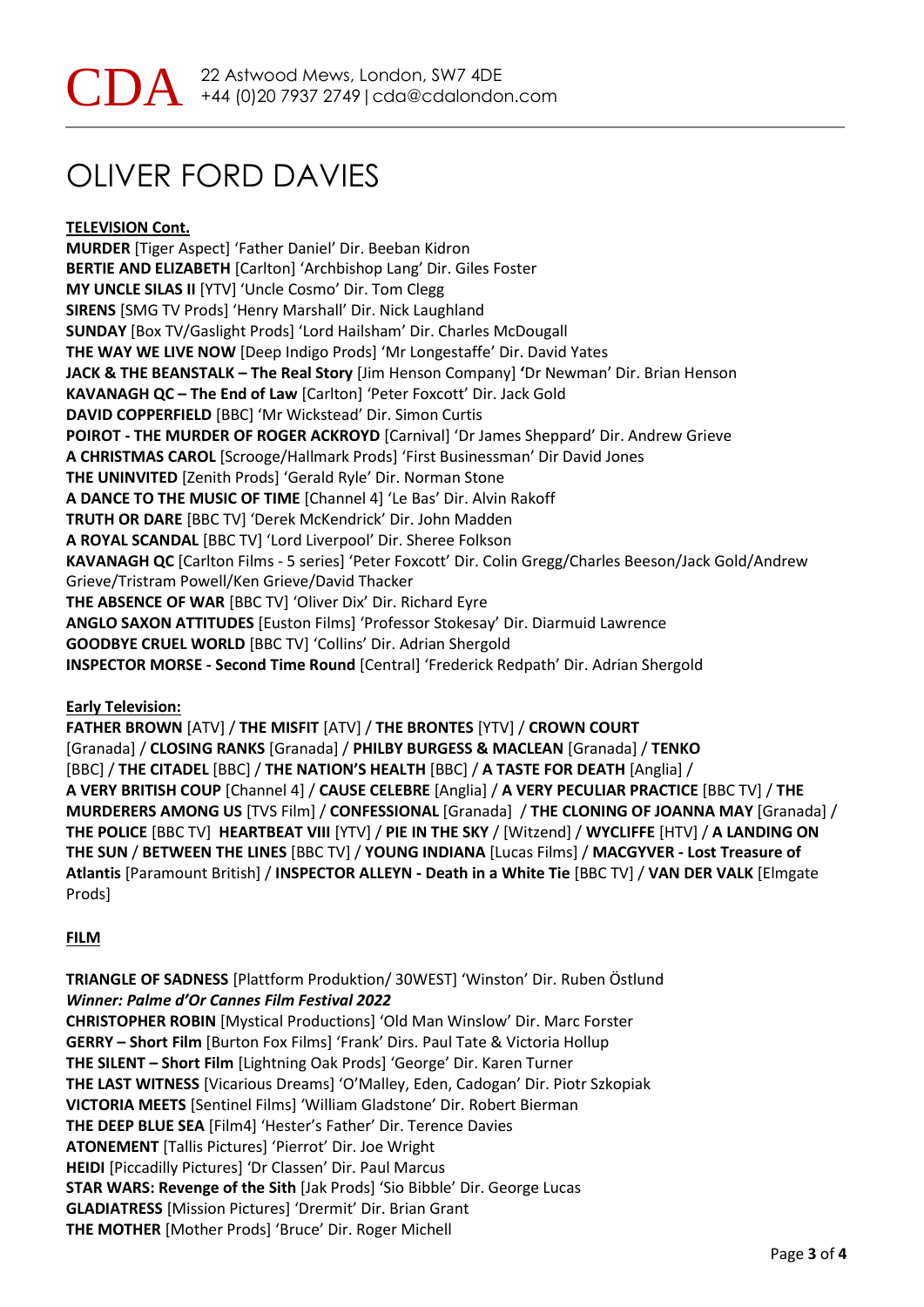# OLIVER FORD DAVIES

**TELEVISION Cont.**

**MURDER** [Tiger Aspect] 'Father Daniel' Dir. Beeban Kidron
**BERTIE AND ELIZABETH** [Carlton] 'Archbishop Lang' Dir. Giles Foster
**MY UNCLE SILAS II** [YTV] 'Uncle Cosmo' Dir. Tom Clegg
**SIRENS** [SMG TV Prods] 'Henry Marshall' Dir. Nick Laughland
**SUNDAY** [Box TV/Gaslight Prods] 'Lord Hailsham' Dir. Charles McDougall
**THE WAY WE LIVE NOW** [Deep Indigo Prods] 'Mr Longestaffe' Dir. David Yates
**JACK & THE BEANSTALK – The Real Story** [Jim Henson Company] **'**Dr Newman' Dir. Brian Henson
**KAVANAGH QC – The End of Law** [Carlton] 'Peter Foxcott' Dir. Jack Gold
**DAVID COPPERFIELD** [BBC] 'Mr Wickstead' Dir. Simon Curtis
**POIROT - THE MURDER OF ROGER ACKROYD** [Carnival] 'Dr James Sheppard' Dir. Andrew Grieve
**A CHRISTMAS CAROL** [Scrooge/Hallmark Prods] 'First Businessman' Dir David Jones
**THE UNINVITED** [Zenith Prods] 'Gerald Ryle' Dir. Norman Stone
**A DANCE TO THE MUSIC OF TIME** [Channel 4] 'Le Bas' Dir. Alvin Rakoff
**TRUTH OR DARE** [BBC TV] 'Derek McKendrick' Dir. John Madden
**A ROYAL SCANDAL** [BBC TV] 'Lord Liverpool' Dir. Sheree Folkson
**KAVANAGH QC** [Carlton Films - 5 series] 'Peter Foxcott' Dir. Colin Gregg/Charles Beeson/Jack Gold/Andrew Grieve/Tristram Powell/Ken Grieve/David Thacker
**THE ABSENCE OF WAR** [BBC TV] 'Oliver Dix' Dir. Richard Eyre
**ANGLO SAXON ATTITUDES** [Euston Films] 'Professor Stokesay' Dir. Diarmuid Lawrence
**GOODBYE CRUEL WORLD** [BBC TV] 'Collins' Dir. Adrian Shergold
**INSPECTOR MORSE - Second Time Round** [Central] 'Frederick Redpath' Dir. Adrian Shergold

**Early Television:**

**FATHER BROWN** [ATV] / **THE MISFIT** [ATV] / **THE BRONTES** [YTV] / **CROWN COURT** [Granada] / **CLOSING RANKS** [Granada] / **PHILBY BURGESS & MACLEAN** [Granada] / **TENKO** [BBC] / **THE CITADEL** [BBC] / **THE NATION'S HEALTH** [BBC] / **A TASTE FOR DEATH** [Anglia] / **A VERY BRITISH COUP** [Channel 4] / **CAUSE CELEBRE** [Anglia] / **A VERY PECULIAR PRACTICE** [BBC TV] / **THE MURDERERS AMONG US** [TVS Film] / **CONFESSIONAL** [Granada] / **THE CLONING OF JOANNA MAY** [Granada] / **THE POLICE** [BBC TV] **HEARTBEAT VIII** [YTV] / **PIE IN THE SKY** / [Witzend] / **WYCLIFFE** [HTV] / **A LANDING ON THE SUN** / **BETWEEN THE LINES** [BBC TV] / **YOUNG INDIANA** [Lucas Films] / **MACGYVER - Lost Treasure of Atlantis** [Paramount British] / **INSPECTOR ALLEYN - Death in a White Tie** [BBC TV] / **VAN DER VALK** [Elmgate Prods]

**FILM**

**TRIANGLE OF SADNESS** [Plattform Produktion/ 30WEST] 'Winston' Dir. Ruben Östlund
***Winner: Palme d'Or Cannes Film Festival 2022***
**CHRISTOPHER ROBIN** [Mystical Productions] 'Old Man Winslow' Dir. Marc Forster
**GERRY – Short Film** [Burton Fox Films] 'Frank' Dirs. Paul Tate & Victoria Hollup
**THE SILENT – Short Film** [Lightning Oak Prods] 'George' Dir. Karen Turner
**THE LAST WITNESS** [Vicarious Dreams] 'O'Malley, Eden, Cadogan' Dir. Piotr Szkopiak
**VICTORIA MEETS** [Sentinel Films] 'William Gladstone' Dir. Robert Bierman
**THE DEEP BLUE SEA** [Film4] 'Hester's Father' Dir. Terence Davies
**ATONEMENT** [Tallis Pictures] 'Pierrot' Dir. Joe Wright
**HEIDI** [Piccadilly Pictures] 'Dr Classen' Dir. Paul Marcus
**STAR WARS: Revenge of the Sith** [Jak Prods] 'Sio Bibble' Dir. George Lucas
**GLADIATRESS** [Mission Pictures] 'Dremit' Dir. Brian Grant
**THE MOTHER** [Mother Prods] 'Bruce' Dir. Roger Michell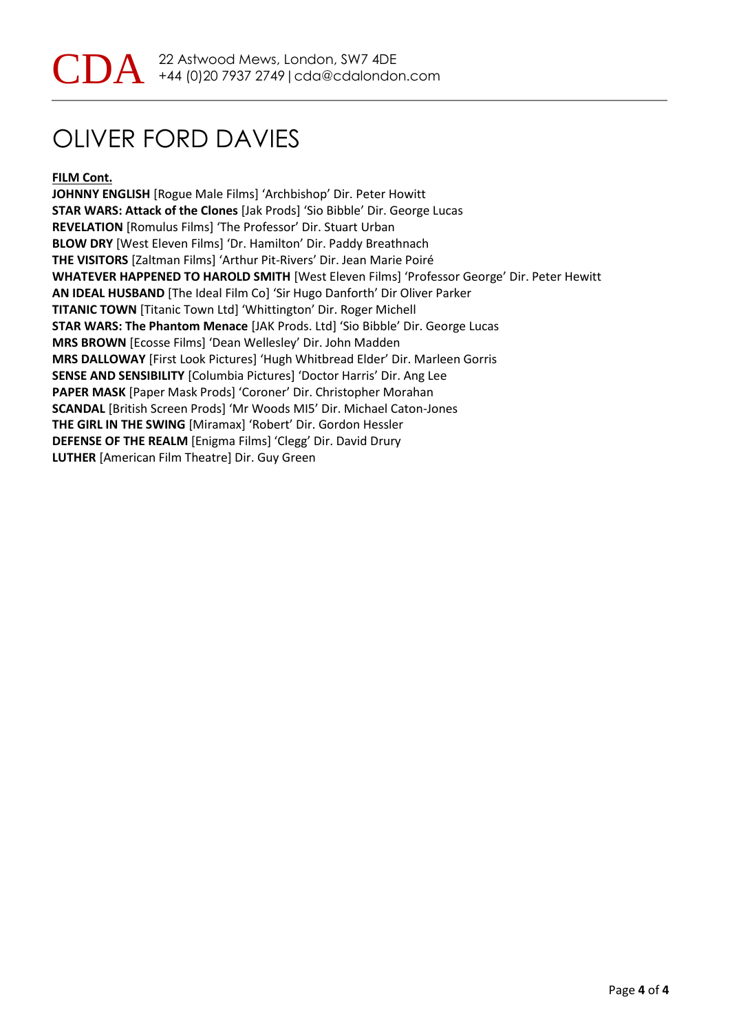# OLIVER FORD DAVIES

**FILM Cont.**

**JOHNNY ENGLISH** [Rogue Male Films] 'Archbishop' Dir. Peter Howitt
**STAR WARS: Attack of the Clones** [Jak Prods] 'Sio Bibble' Dir. George Lucas
**REVELATION** [Romulus Films] 'The Professor' Dir. Stuart Urban
**BLOW DRY** [West Eleven Films] 'Dr. Hamilton' Dir. Paddy Breathnach
**THE VISITORS** [Zaltman Films] 'Arthur Pit-Rivers' Dir. Jean Marie Poiré
**WHATEVER HAPPENED TO HAROLD SMITH** [West Eleven Films] 'Professor George' Dir. Peter Hewitt
**AN IDEAL HUSBAND** [The Ideal Film Co] 'Sir Hugo Danforth' Dir Oliver Parker
**TITANIC TOWN** [Titanic Town Ltd] 'Whittington' Dir. Roger Michell
**STAR WARS: The Phantom Menace** [JAK Prods. Ltd] 'Sio Bibble' Dir. George Lucas
**MRS BROWN** [Ecosse Films] 'Dean Wellesley' Dir. John Madden
**MRS DALLOWAY** [First Look Pictures] 'Hugh Whitbread Elder' Dir. Marleen Gorris
**SENSE AND SENSIBILITY** [Columbia Pictures] 'Doctor Harris' Dir. Ang Lee
**PAPER MASK** [Paper Mask Prods] 'Coroner' Dir. Christopher Morahan
**SCANDAL** [British Screen Prods] 'Mr Woods MI5' Dir. Michael Caton-Jones
**THE GIRL IN THE SWING** [Miramax] 'Robert' Dir. Gordon Hessler
**DEFENSE OF THE REALM** [Enigma Films] 'Clegg' Dir. David Drury
**LUTHER** [American Film Theatre] Dir. Guy Green